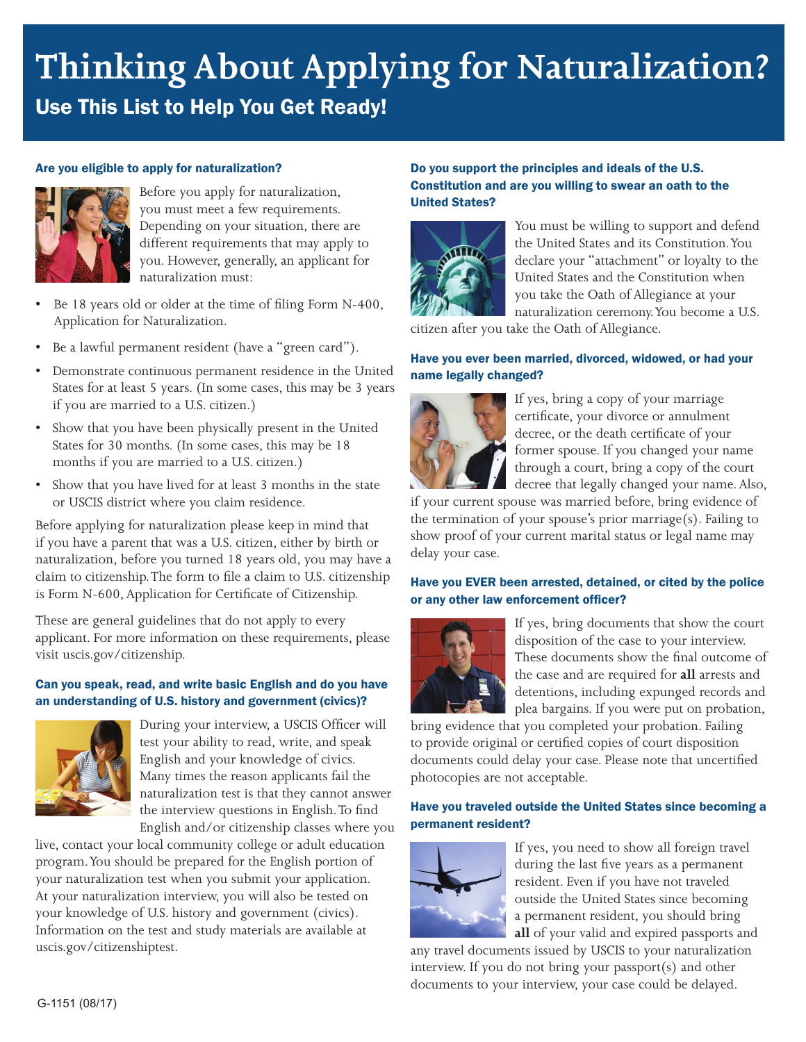# Thinking About Applying for Naturalization?

## Use This List to Help You Get Ready!

### Are you eligible to apply for naturalization?

Before you apply for naturalization, you must meet a few requirements. Depending on your situation, there are different requirements that may apply to you. However, generally, an applicant for naturalization must:

- Be 18 years old or older at the time of filing Form N-400, Application for Naturalization.
- Be a lawful permanent resident (have a "green card").
- Demonstrate continuous permanent residence in the United States for at least 5 years. (In some cases, this may be 3 years if you are married to a U.S. citizen.)
- Show that you have been physically present in the United States for 30 months. (In some cases, this may be 18 months if you are married to a U.S. citizen.)
- Show that you have lived for at least 3 months in the state or USCIS district where you claim residence.

Before applying for naturalization please keep in mind that if you have a parent that was a U.S. citizen, either by birth or naturalization, before you turned 18 years old, you may have a claim to citizenship. The form to file a claim to U.S. citizenship is Form N-600, Application for Certificate of Citizenship.

These are general guidelines that do not apply to every applicant. For more information on these requirements, please visit uscis.gov/citizenship.

### Can you speak, read, and write basic English and do you have an understanding of U.S. history and government (civics)?

During your interview, a USCIS Officer will test your ability to read, write, and speak English and your knowledge of civics. Many times the reason applicants fail the naturalization test is that they cannot answer the interview questions in English. To find English and/or citizenship classes where you live, contact your local community college or adult education program. You should be prepared for the English portion of your naturalization test when you submit your application. At your naturalization interview, you will also be tested on your knowledge of U.S. history and government (civics). Information on the test and study materials are available at uscis.gov/citizenshiptest.

### Do you support the principles and ideals of the U.S. Constitution and are you willing to swear an oath to the United States?

You must be willing to support and defend the United States and its Constitution. You declare your "attachment" or loyalty to the United States and the Constitution when you take the Oath of Allegiance at your naturalization ceremony. You become a U.S. citizen after you take the Oath of Allegiance.

### Have you ever been married, divorced, widowed, or had your name legally changed?

If yes, bring a copy of your marriage certificate, your divorce or annulment decree, or the death certificate of your former spouse. If you changed your name through a court, bring a copy of the court decree that legally changed your name. Also, if your current spouse was married before, bring evidence of the termination of your spouse's prior marriage(s). Failing to show proof of your current marital status or legal name may delay your case.

### Have you EVER been arrested, detained, or cited by the police or any other law enforcement officer?

If yes, bring documents that show the court disposition of the case to your interview. These documents show the final outcome of the case and are required for **all** arrests and detentions, including expunged records and plea bargains. If you were put on probation, bring evidence that you completed your probation. Failing to provide original or certified copies of court disposition documents could delay your case. Please note that uncertified photocopies are not acceptable.

### Have you traveled outside the United States since becoming a permanent resident?

If yes, you need to show all foreign travel during the last five years as a permanent resident. Even if you have not traveled outside the United States since becoming a permanent resident, you should bring **all** of your valid and expired passports and any travel documents issued by USCIS to your naturalization interview. If you do not bring your passport(s) and other documents to your interview, your case could be delayed.

G-1151 (08/17)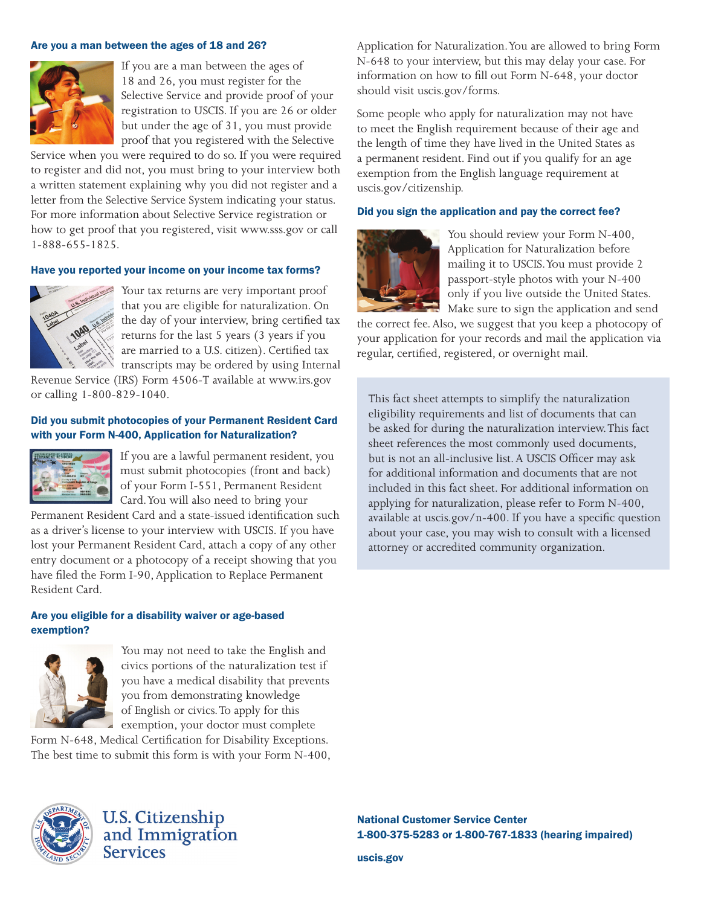### Are you a man between the ages of 18 and 26?

If you are a man between the ages of 18 and 26, you must register for the Selective Service and provide proof of your registration to USCIS. If you are 26 or older but under the age of 31, you must provide proof that you registered with the Selective Service when you were required to do so. If you were required to register and did not, you must bring to your interview both a written statement explaining why you did not register and a letter from the Selective Service System indicating your status. For more information about Selective Service registration or how to get proof that you registered, visit www.sss.gov or call 1-888-655-1825.

### Have you reported your income on your income tax forms?

Your tax returns are very important proof that you are eligible for naturalization. On the day of your interview, bring certified tax returns for the last 5 years (3 years if you are married to a U.S. citizen). Certified tax transcripts may be ordered by using Internal Revenue Service (IRS) Form 4506-T available at www.irs.gov or calling 1-800-829-1040.

### Did you submit photocopies of your Permanent Resident Card with your Form N-400, Application for Naturalization?

If you are a lawful permanent resident, you must submit photocopies (front and back) of your Form I-551, Permanent Resident Card. You will also need to bring your Permanent Resident Card and a state-issued identification such as a driver's license to your interview with USCIS. If you have lost your Permanent Resident Card, attach a copy of any other entry document or a photocopy of a receipt showing that you have filed the Form I-90, Application to Replace Permanent Resident Card.

### Are you eligible for a disability waiver or age-based exemption?

You may not need to take the English and civics portions of the naturalization test if you have a medical disability that prevents you from demonstrating knowledge of English or civics. To apply for this exemption, your doctor must complete Form N-648, Medical Certification for Disability Exceptions. The best time to submit this form is with your Form N-400, Application for Naturalization. You are allowed to bring Form N-648 to your interview, but this may delay your case. For information on how to fill out Form N-648, your doctor should visit uscis.gov/forms.

Some people who apply for naturalization may not have to meet the English requirement because of their age and the length of time they have lived in the United States as a permanent resident. Find out if you qualify for an age exemption from the English language requirement at uscis.gov/citizenship.

### Did you sign the application and pay the correct fee?

You should review your Form N-400, Application for Naturalization before mailing it to USCIS. You must provide 2 passport-style photos with your N-400 only if you live outside the United States. Make sure to sign the application and send the correct fee. Also, we suggest that you keep a photocopy of your application for your records and mail the application via regular, certified, registered, or overnight mail.

This fact sheet attempts to simplify the naturalization eligibility requirements and list of documents that can be asked for during the naturalization interview. This fact sheet references the most commonly used documents, but is not an all-inclusive list. A USCIS Officer may ask for additional information and documents that are not included in this fact sheet. For additional information on applying for naturalization, please refer to Form N-400, available at uscis.gov/n-400. If you have a specific question about your case, you may wish to consult with a licensed attorney or accredited community organization.

U.S. Citizenship and Immigration Services

**National Customer Service Center**
**1-800-375-5283 or 1-800-767-1833 (hearing impaired)**

**uscis.gov**